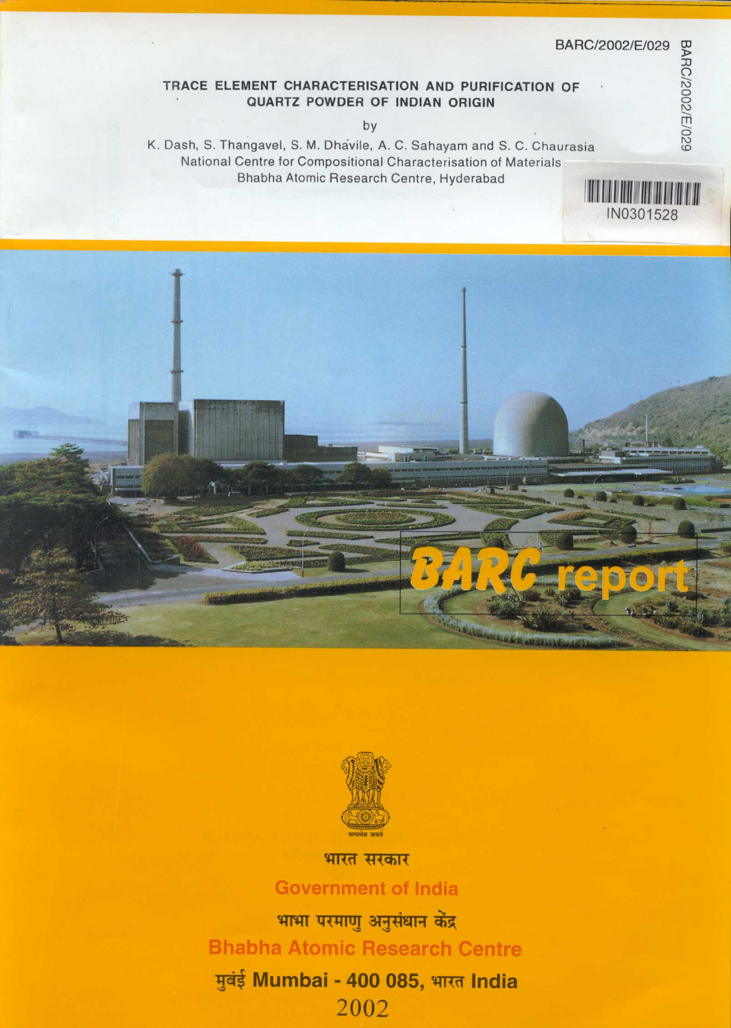BARC/2002/E/029

# TRACE ELEMENT CHARACTERISATION AND PURIFICATION OF QUARTZ POWDER OF INDIAN ORIGIN

by

K. Dash, S. Thangavel, S. M. Dhavile, A. C. Sahayam and S. C. Chaurasia

National Centre for Compositional Characterisation of Materials

Bhabha Atomic Research Centre, Hyderabad

IN0301528

BARC report

भारत सरकार

Government of India

भाभा परमाणु अनुसंधान केंद्र

Bhabha Atomic Research Centre

मुबंई Mumbai - 400 085, भारत India

2002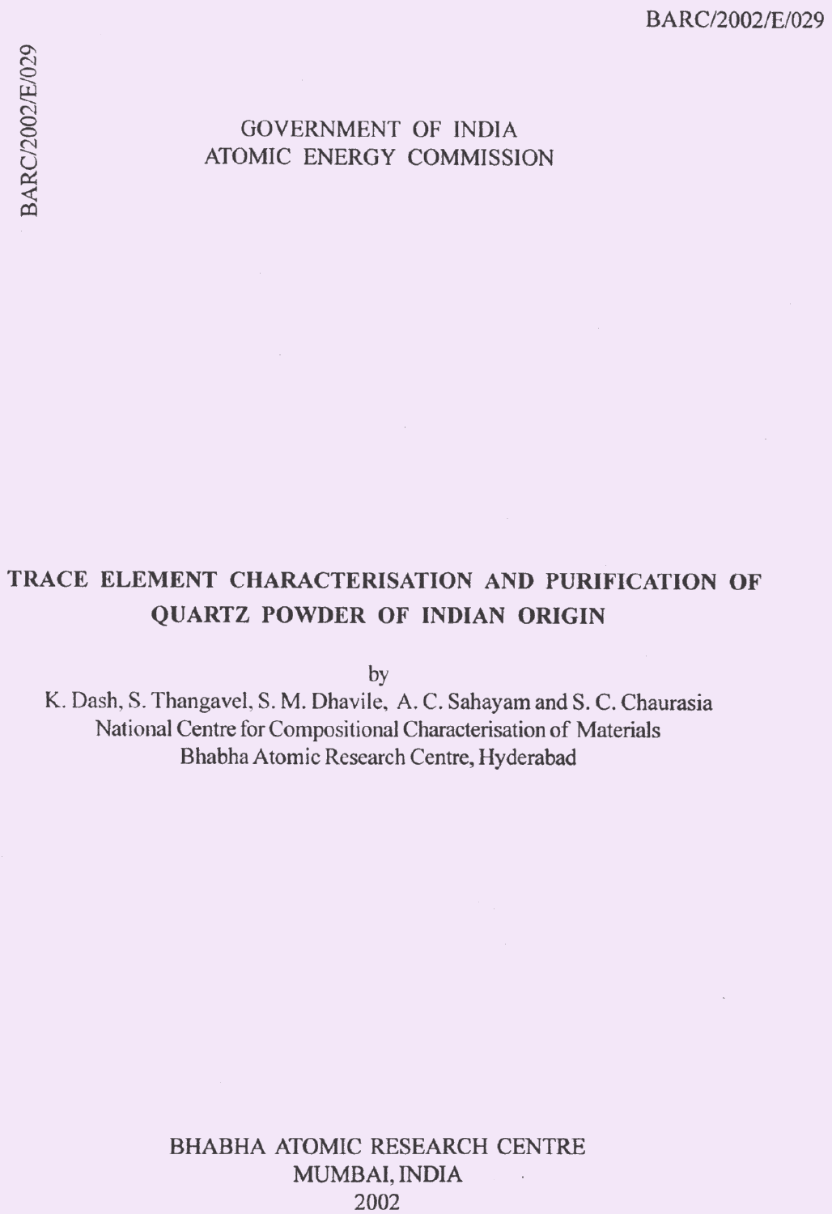BARC/2002/E/029

GOVERNMENT OF INDIA
ATOMIC ENERGY COMMISSION

# TRACE ELEMENT CHARACTERISATION AND PURIFICATION OF QUARTZ POWDER OF INDIAN ORIGIN

by

K. Dash, S. Thangavel, S. M. Dhavile, A. C. Sahayam and S. C. Chaurasia
National Centre for Compositional Characterisation of Materials
Bhabha Atomic Research Centre, Hyderabad

BHABHA ATOMIC RESEARCH CENTRE
MUMBAI, INDIA
2002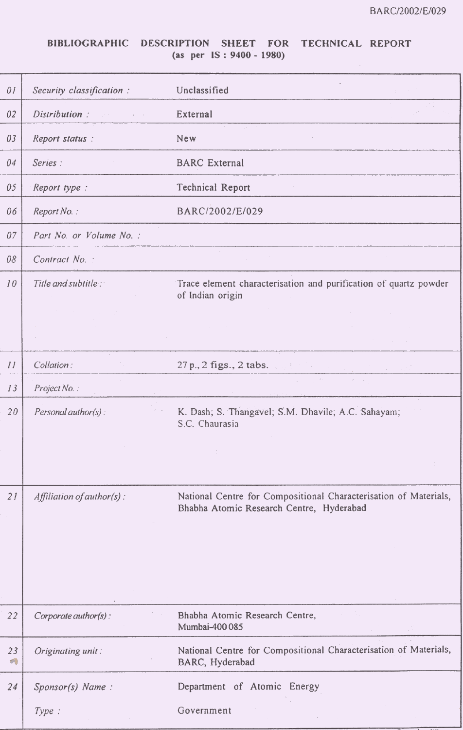BARC/2002/E/029

# BIBLIOGRAPHIC DESCRIPTION SHEET FOR TECHNICAL REPORT
**(as per IS : 9400 - 1980)**

| | | |
|---|---|---|
| 01 | *Security classification :* | Unclassified |
| 02 | *Distribution :* | External |
| 03 | *Report status :* | New |
| 04 | *Series :* | BARC External |
| 05 | *Report type :* | Technical Report |
| 06 | *Report No. :* | BARC/2002/E/029 |
| 07 | *Part No. or Volume No. :* | |
| 08 | *Contract No. :* | |
| 10 | *Title and subtitle :* | Trace element characterisation and purification of quartz powder of Indian origin |
| 11 | *Collation :* | 27 p., 2 figs., 2 tabs. |
| 13 | *Project No. :* | |
| 20 | *Personal author(s) :* | K. Dash; S. Thangavel; S.M. Dhavile; A.C. Sahayam; S.C. Chaurasia |
| 21 | *Affiliation of author(s) :* | National Centre for Compositional Characterisation of Materials, Bhabha Atomic Research Centre, Hyderabad |
| 22 | *Corporate author(s) :* | Bhabha Atomic Research Centre, Mumbai-400 085 |
| 23 | *Originating unit :* | National Centre for Compositional Characterisation of Materials, BARC, Hyderabad |
| 24 | *Sponsor(s) Name :* | Department of Atomic Energy |
| | *Type :* | Government |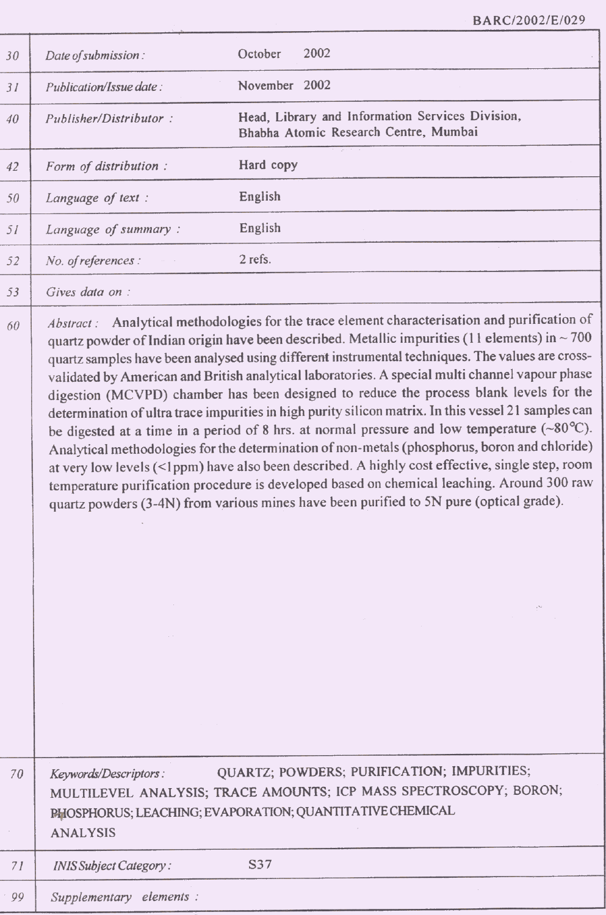BARC/2002/E/029

| | | |
|---|---|---|
| 30 | *Date of submission :* | October 2002 |
| 31 | *Publication/Issue date :* | November 2002 |
| 40 | *Publisher/Distributor :* | Head, Library and Information Services Division, Bhabha Atomic Research Centre, Mumbai |
| 42 | *Form of distribution :* | Hard copy |
| 50 | *Language of text :* | English |
| 51 | *Language of summary :* | English |
| 52 | *No. of references :* | 2 refs. |
| 53 | *Gives data on :* | |
| 60 | *Abstract :* Analytical methodologies for the trace element characterisation and purification of quartz powder of Indian origin have been described. Metallic impurities (11 elements) in ~ 700 quartz samples have been analysed using different instrumental techniques. The values are cross-validated by American and British analytical laboratories. A special multi channel vapour phase digestion (MCVPD) chamber has been designed to reduce the process blank levels for the determination of ultra trace impurities in high purity silicon matrix. In this vessel 21 samples can be digested at a time in a period of 8 hrs. at normal pressure and low temperature (~80°C). Analytical methodologies for the determination of non-metals (phosphorus, boron and chloride) at very low levels (<1ppm) have also been described. A highly cost effective, single step, room temperature purification procedure is developed based on chemical leaching. Around 300 raw quartz powders (3-4N) from various mines have been purified to 5N pure (optical grade). | |
| 70 | *Keywords/Descriptors :* QUARTZ; POWDERS; PURIFICATION; IMPURITIES; MULTILEVEL ANALYSIS; TRACE AMOUNTS; ICP MASS SPECTROSCOPY; BORON; PHOSPHORUS; LEACHING; EVAPORATION; QUANTITATIVE CHEMICAL ANALYSIS | |
| 71 | *INIS Subject Category :* | S37 |
| 99 | *Supplementary elements :* | |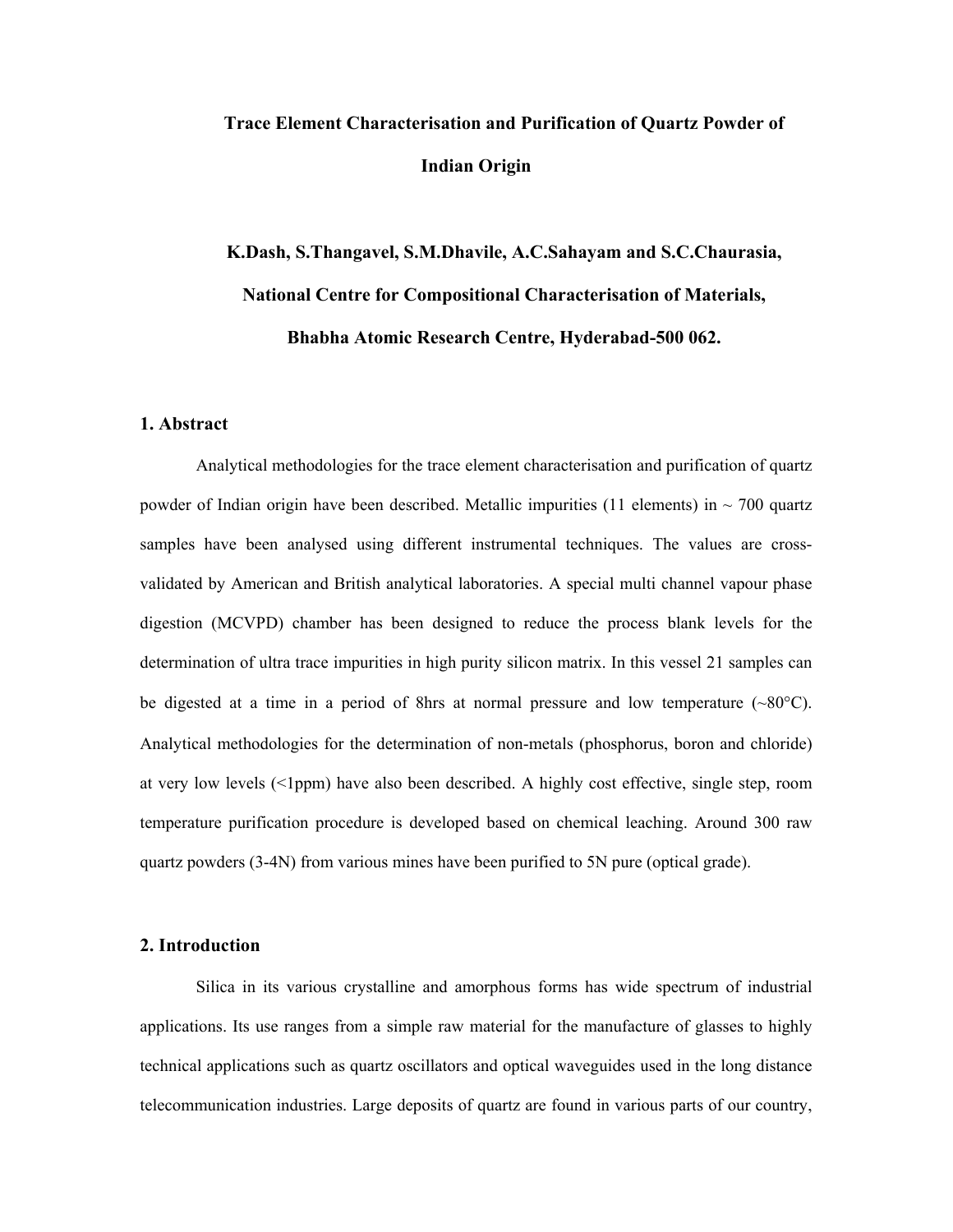# Trace Element Characterisation and Purification of Quartz Powder of Indian Origin

**K.Dash, S.Thangavel, S.M.Dhavile, A.C.Sahayam and S.C.Chaurasia,**

**National Centre for Compositional Characterisation of Materials,**

**Bhabha Atomic Research Centre, Hyderabad-500 062.**

## 1. Abstract

Analytical methodologies for the trace element characterisation and purification of quartz powder of Indian origin have been described. Metallic impurities (11 elements) in ~ 700 quartz samples have been analysed using different instrumental techniques. The values are cross-validated by American and British analytical laboratories. A special multi channel vapour phase digestion (MCVPD) chamber has been designed to reduce the process blank levels for the determination of ultra trace impurities in high purity silicon matrix. In this vessel 21 samples can be digested at a time in a period of 8hrs at normal pressure and low temperature (~80°C). Analytical methodologies for the determination of non-metals (phosphorus, boron and chloride) at very low levels (<1ppm) have also been described. A highly cost effective, single step, room temperature purification procedure is developed based on chemical leaching. Around 300 raw quartz powders (3-4N) from various mines have been purified to 5N pure (optical grade).

## 2. Introduction

Silica in its various crystalline and amorphous forms has wide spectrum of industrial applications. Its use ranges from a simple raw material for the manufacture of glasses to highly technical applications such as quartz oscillators and optical waveguides used in the long distance telecommunication industries. Large deposits of quartz are found in various parts of our country,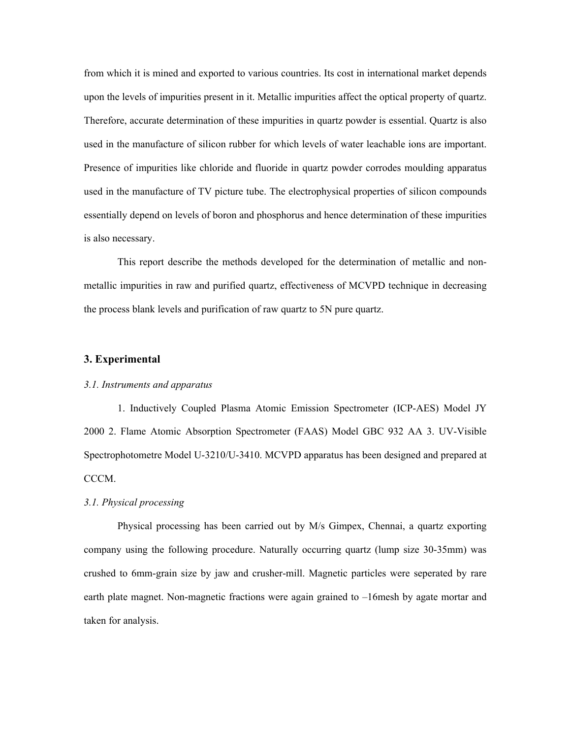from which it is mined and exported to various countries. Its cost in international market depends upon the levels of impurities present in it. Metallic impurities affect the optical property of quartz. Therefore, accurate determination of these impurities in quartz powder is essential. Quartz is also used in the manufacture of silicon rubber for which levels of water leachable ions are important. Presence of impurities like chloride and fluoride in quartz powder corrodes moulding apparatus used in the manufacture of TV picture tube. The electrophysical properties of silicon compounds essentially depend on levels of boron and phosphorus and hence determination of these impurities is also necessary.

This report describe the methods developed for the determination of metallic and non-metallic impurities in raw and purified quartz, effectiveness of MCVPD technique in decreasing the process blank levels and purification of raw quartz to 5N pure quartz.

## 3. Experimental

### *3.1. Instruments and apparatus*

1. Inductively Coupled Plasma Atomic Emission Spectrometer (ICP-AES) Model JY 2000 2. Flame Atomic Absorption Spectrometer (FAAS) Model GBC 932 AA 3. UV-Visible Spectrophotometre Model U-3210/U-3410. MCVPD apparatus has been designed and prepared at CCCM.

### *3.1. Physical processing*

Physical processing has been carried out by M/s Gimpex, Chennai, a quartz exporting company using the following procedure. Naturally occurring quartz (lump size 30-35mm) was crushed to 6mm-grain size by jaw and crusher-mill. Magnetic particles were seperated by rare earth plate magnet. Non-magnetic fractions were again grained to –16mesh by agate mortar and taken for analysis.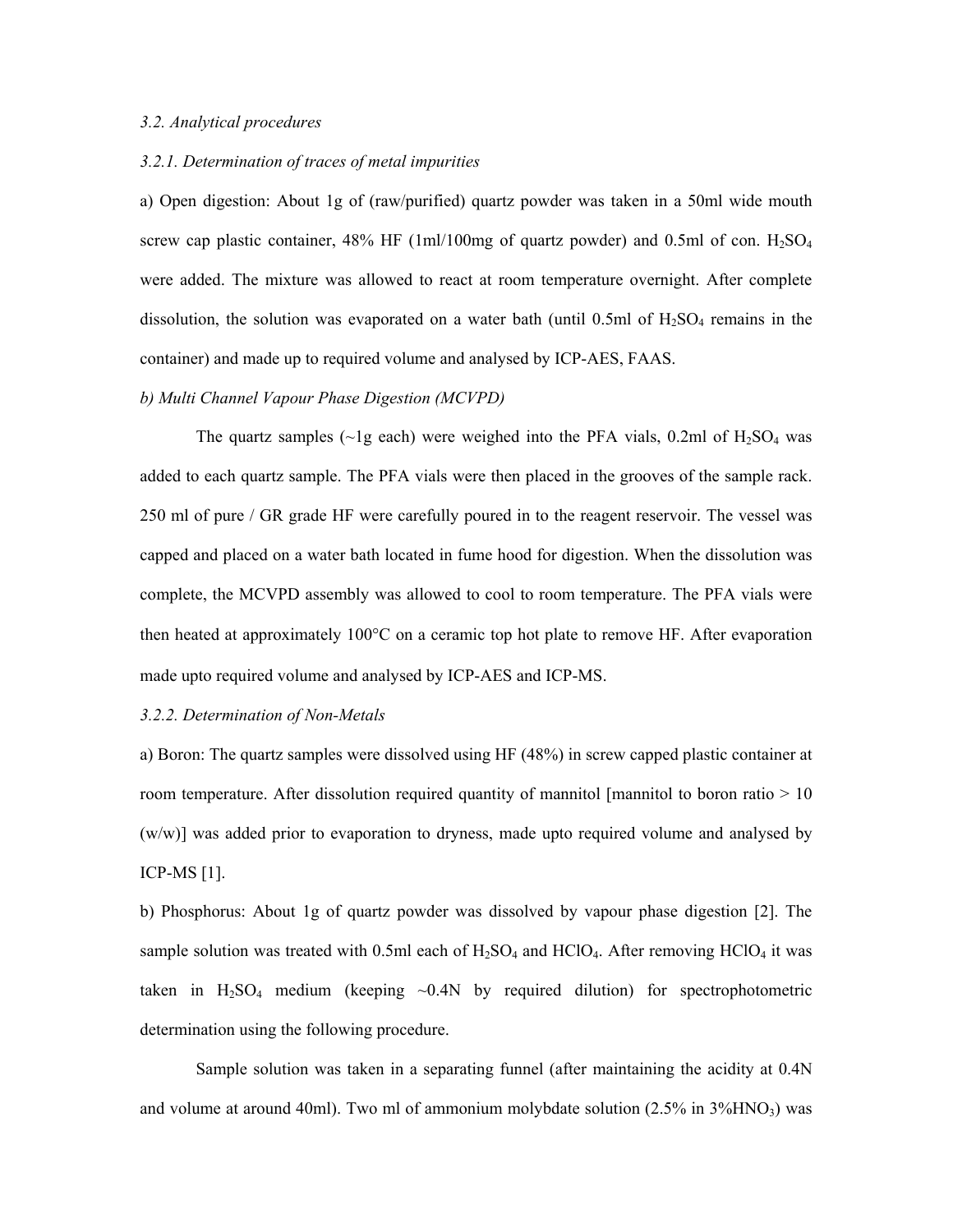*3.2. Analytical procedures*

*3.2.1. Determination of traces of metal impurities*

a) Open digestion: About 1g of (raw/purified) quartz powder was taken in a 50ml wide mouth screw cap plastic container, 48% HF (1ml/100mg of quartz powder) and 0.5ml of con. $H_2SO_4$ were added. The mixture was allowed to react at room temperature overnight. After complete dissolution, the solution was evaporated on a water bath (until 0.5ml of $H_2SO_4$ remains in the container) and made up to required volume and analysed by ICP-AES, FAAS.

*b) Multi Channel Vapour Phase Digestion (MCVPD)*

The quartz samples (~1g each) were weighed into the PFA vials, 0.2ml of $H_2SO_4$ was added to each quartz sample. The PFA vials were then placed in the grooves of the sample rack. 250 ml of pure / GR grade HF were carefully poured in to the reagent reservoir. The vessel was capped and placed on a water bath located in fume hood for digestion. When the dissolution was complete, the MCVPD assembly was allowed to cool to room temperature. The PFA vials were then heated at approximately 100°C on a ceramic top hot plate to remove HF. After evaporation made upto required volume and analysed by ICP-AES and ICP-MS.

*3.2.2. Determination of Non-Metals*

a) Boron: The quartz samples were dissolved using HF (48%) in screw capped plastic container at room temperature. After dissolution required quantity of mannitol [mannitol to boron ratio > 10 (w/w)] was added prior to evaporation to dryness, made upto required volume and analysed by ICP-MS [1].

b) Phosphorus: About 1g of quartz powder was dissolved by vapour phase digestion [2]. The sample solution was treated with 0.5ml each of $H_2SO_4$ and $HClO_4$. After removing $HClO_4$ it was taken in $H_2SO_4$ medium (keeping ~0.4N by required dilution) for spectrophotometric determination using the following procedure.

Sample solution was taken in a separating funnel (after maintaining the acidity at 0.4N and volume at around 40ml). Two ml of ammonium molybdate solution (2.5% in 3% $HNO_3$) was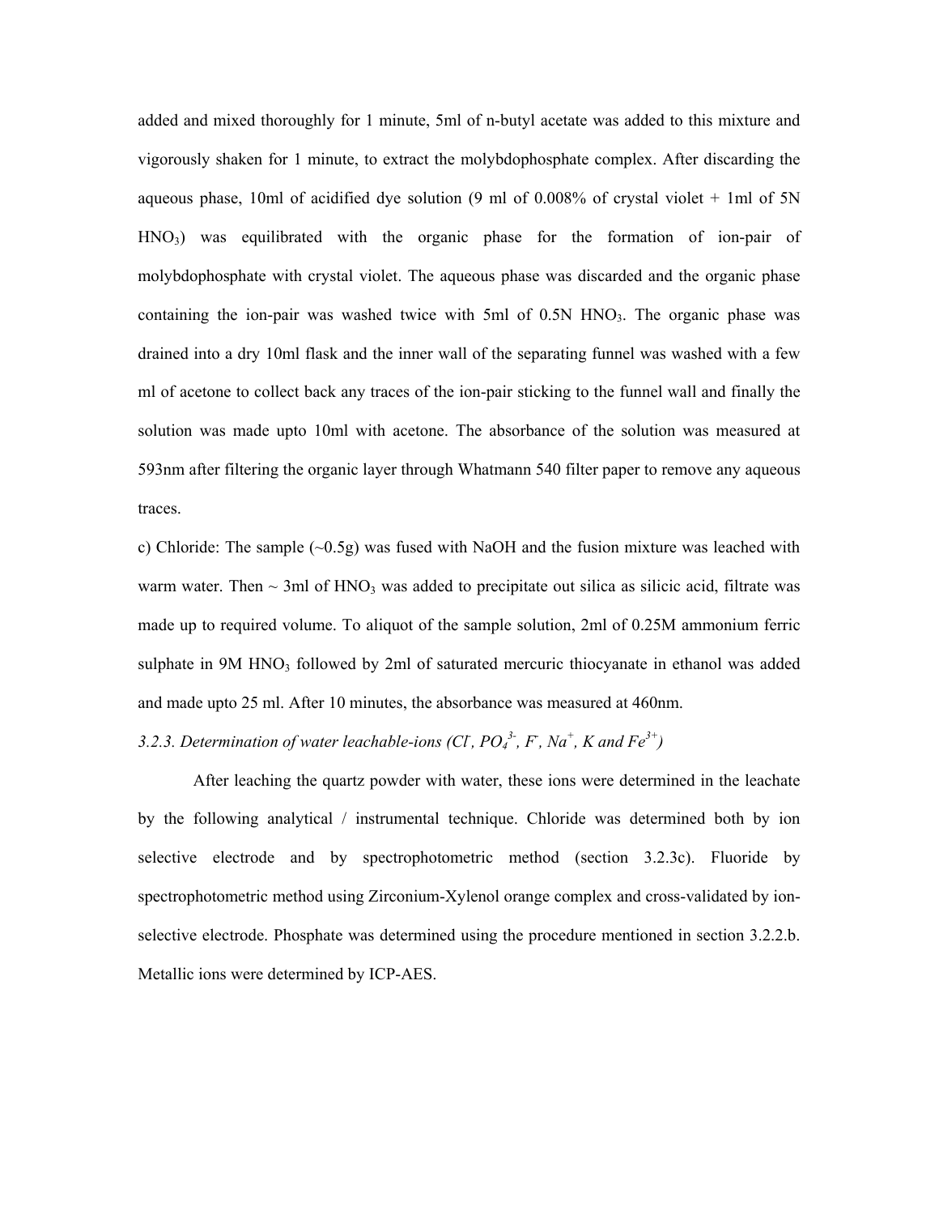added and mixed thoroughly for 1 minute, 5ml of n-butyl acetate was added to this mixture and vigorously shaken for 1 minute, to extract the molybdophosphate complex. After discarding the aqueous phase, 10ml of acidified dye solution (9 ml of 0.008% of crystal violet + 1ml of 5N $HNO_3$) was equilibrated with the organic phase for the formation of ion-pair of molybdophosphate with crystal violet. The aqueous phase was discarded and the organic phase containing the ion-pair was washed twice with 5ml of 0.5N $HNO_3$. The organic phase was drained into a dry 10ml flask and the inner wall of the separating funnel was washed with a few ml of acetone to collect back any traces of the ion-pair sticking to the funnel wall and finally the solution was made upto 10ml with acetone. The absorbance of the solution was measured at 593nm after filtering the organic layer through Whatmann 540 filter paper to remove any aqueous traces.

c) Chloride: The sample (~0.5g) was fused with NaOH and the fusion mixture was leached with warm water. Then ~ 3ml of $HNO_3$ was added to precipitate out silica as silicic acid, filtrate was made up to required volume. To aliquot of the sample solution, 2ml of 0.25M ammonium ferric sulphate in 9M $HNO_3$ followed by 2ml of saturated mercuric thiocyanate in ethanol was added and made upto 25 ml. After 10 minutes, the absorbance was measured at 460nm.

*3.2.3. Determination of water leachable-ions ($Cl^-$, $PO_4^{3-}$, $F^-$, $Na^+$, K and $Fe^{3+}$)*

After leaching the quartz powder with water, these ions were determined in the leachate by the following analytical / instrumental technique. Chloride was determined both by ion selective electrode and by spectrophotometric method (section 3.2.3c). Fluoride by spectrophotometric method using Zirconium-Xylenol orange complex and cross-validated by ion-selective electrode. Phosphate was determined using the procedure mentioned in section 3.2.2.b. Metallic ions were determined by ICP-AES.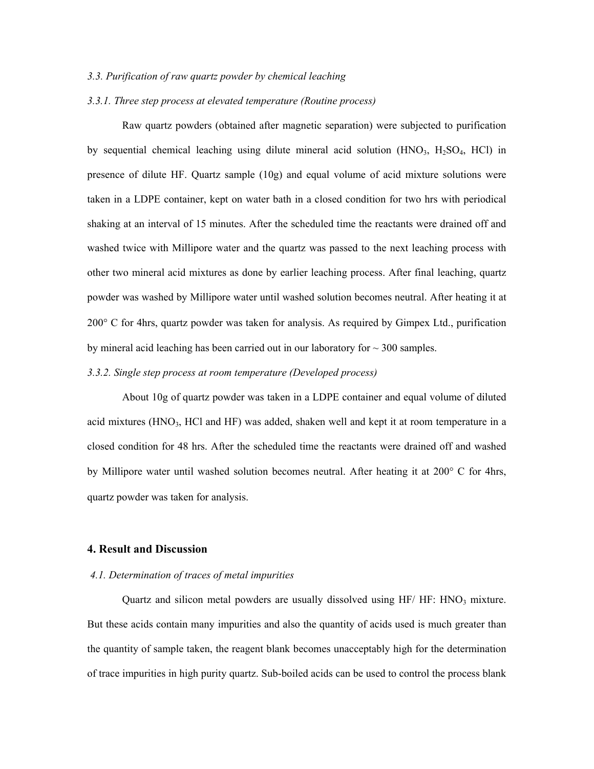*3.3. Purification of raw quartz powder by chemical leaching*

*3.3.1. Three step process at elevated temperature (Routine process)*

Raw quartz powders (obtained after magnetic separation) were subjected to purification by sequential chemical leaching using dilute mineral acid solution ($HNO_3$, $H_2SO_4$, HCl) in presence of dilute HF. Quartz sample (10g) and equal volume of acid mixture solutions were taken in a LDPE container, kept on water bath in a closed condition for two hrs with periodical shaking at an interval of 15 minutes. After the scheduled time the reactants were drained off and washed twice with Millipore water and the quartz was passed to the next leaching process with other two mineral acid mixtures as done by earlier leaching process. After final leaching, quartz powder was washed by Millipore water until washed solution becomes neutral. After heating it at 200° C for 4hrs, quartz powder was taken for analysis. As required by Gimpex Ltd., purification by mineral acid leaching has been carried out in our laboratory for ~ 300 samples.

*3.3.2. Single step process at room temperature (Developed process)*

About 10g of quartz powder was taken in a LDPE container and equal volume of diluted acid mixtures ($HNO_3$, HCl and HF) was added, shaken well and kept it at room temperature in a closed condition for 48 hrs. After the scheduled time the reactants were drained off and washed by Millipore water until washed solution becomes neutral. After heating it at 200° C for 4hrs, quartz powder was taken for analysis.

## 4. Result and Discussion

*4.1. Determination of traces of metal impurities*

Quartz and silicon metal powders are usually dissolved using HF/ HF: $HNO_3$ mixture. But these acids contain many impurities and also the quantity of acids used is much greater than the quantity of sample taken, the reagent blank becomes unacceptably high for the determination of trace impurities in high purity quartz. Sub-boiled acids can be used to control the process blank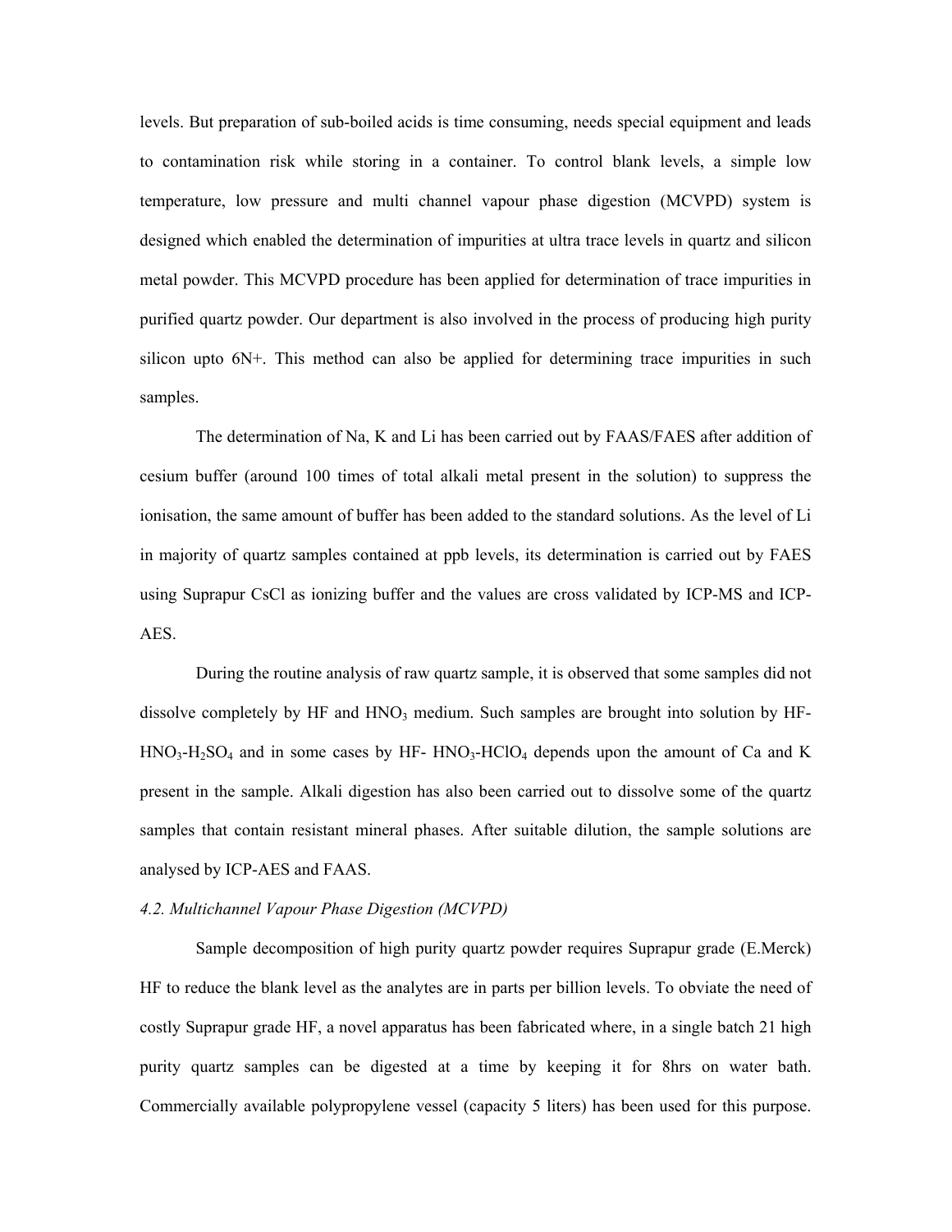levels. But preparation of sub-boiled acids is time consuming, needs special equipment and leads to contamination risk while storing in a container. To control blank levels, a simple low temperature, low pressure and multi channel vapour phase digestion (MCVPD) system is designed which enabled the determination of impurities at ultra trace levels in quartz and silicon metal powder. This MCVPD procedure has been applied for determination of trace impurities in purified quartz powder. Our department is also involved in the process of producing high purity silicon upto 6N+. This method can also be applied for determining trace impurities in such samples.

The determination of Na, K and Li has been carried out by FAAS/FAES after addition of cesium buffer (around 100 times of total alkali metal present in the solution) to suppress the ionisation, the same amount of buffer has been added to the standard solutions. As the level of Li in majority of quartz samples contained at ppb levels, its determination is carried out by FAES using Suprapur CsCl as ionizing buffer and the values are cross validated by ICP-MS and ICP-AES.

During the routine analysis of raw quartz sample, it is observed that some samples did not dissolve completely by HF and $HNO_3$ medium. Such samples are brought into solution by HF-$HNO_3$-$H_2SO_4$ and in some cases by HF- $HNO_3$-$HClO_4$ depends upon the amount of Ca and K present in the sample. Alkali digestion has also been carried out to dissolve some of the quartz samples that contain resistant mineral phases. After suitable dilution, the sample solutions are analysed by ICP-AES and FAAS.

*4.2. Multichannel Vapour Phase Digestion (MCVPD)*

Sample decomposition of high purity quartz powder requires Suprapur grade (E.Merck) HF to reduce the blank level as the analytes are in parts per billion levels. To obviate the need of costly Suprapur grade HF, a novel apparatus has been fabricated where, in a single batch 21 high purity quartz samples can be digested at a time by keeping it for 8hrs on water bath. Commercially available polypropylene vessel (capacity 5 liters) has been used for this purpose.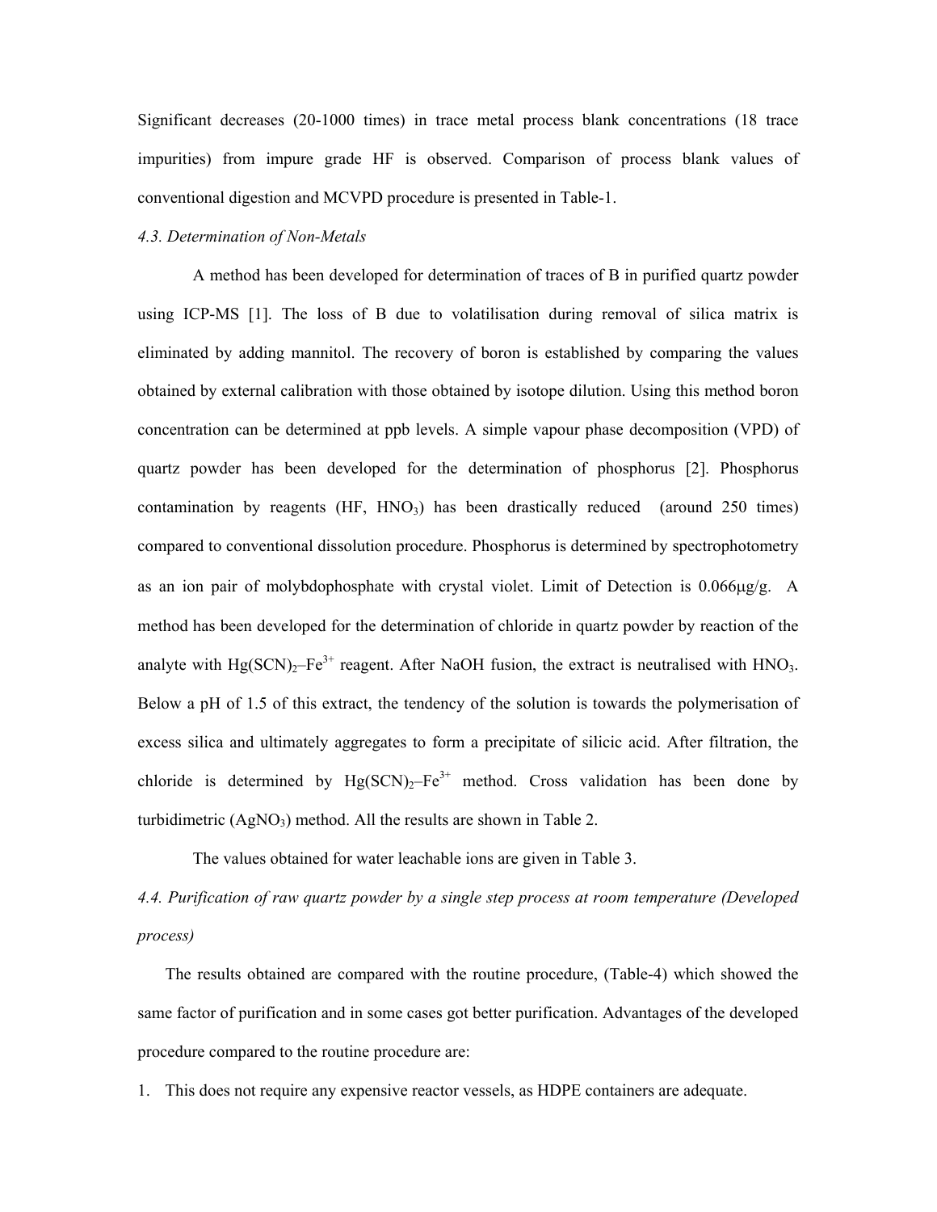Significant decreases (20-1000 times) in trace metal process blank concentrations (18 trace impurities) from impure grade HF is observed. Comparison of process blank values of conventional digestion and MCVPD procedure is presented in Table-1.

*4.3. Determination of Non-Metals*

A method has been developed for determination of traces of B in purified quartz powder using ICP-MS [1]. The loss of B due to volatilisation during removal of silica matrix is eliminated by adding mannitol. The recovery of boron is established by comparing the values obtained by external calibration with those obtained by isotope dilution. Using this method boron concentration can be determined at ppb levels. A simple vapour phase decomposition (VPD) of quartz powder has been developed for the determination of phosphorus [2]. Phosphorus contamination by reagents (HF, $HNO_3$) has been drastically reduced (around 250 times) compared to conventional dissolution procedure. Phosphorus is determined by spectrophotometry as an ion pair of molybdophosphate with crystal violet. Limit of Detection is 0.066μg/g. A method has been developed for the determination of chloride in quartz powder by reaction of the analyte with $Hg(SCN)_2$–$Fe^{3+}$ reagent. After NaOH fusion, the extract is neutralised with $HNO_3$. Below a pH of 1.5 of this extract, the tendency of the solution is towards the polymerisation of excess silica and ultimately aggregates to form a precipitate of silicic acid. After filtration, the chloride is determined by $Hg(SCN)_2$–$Fe^{3+}$ method. Cross validation has been done by turbidimetric ($AgNO_3$) method. All the results are shown in Table 2.

The values obtained for water leachable ions are given in Table 3.

*4.4. Purification of raw quartz powder by a single step process at room temperature (Developed process)*

The results obtained are compared with the routine procedure, (Table-4) which showed the same factor of purification and in some cases got better purification. Advantages of the developed procedure compared to the routine procedure are:

1. This does not require any expensive reactor vessels, as HDPE containers are adequate.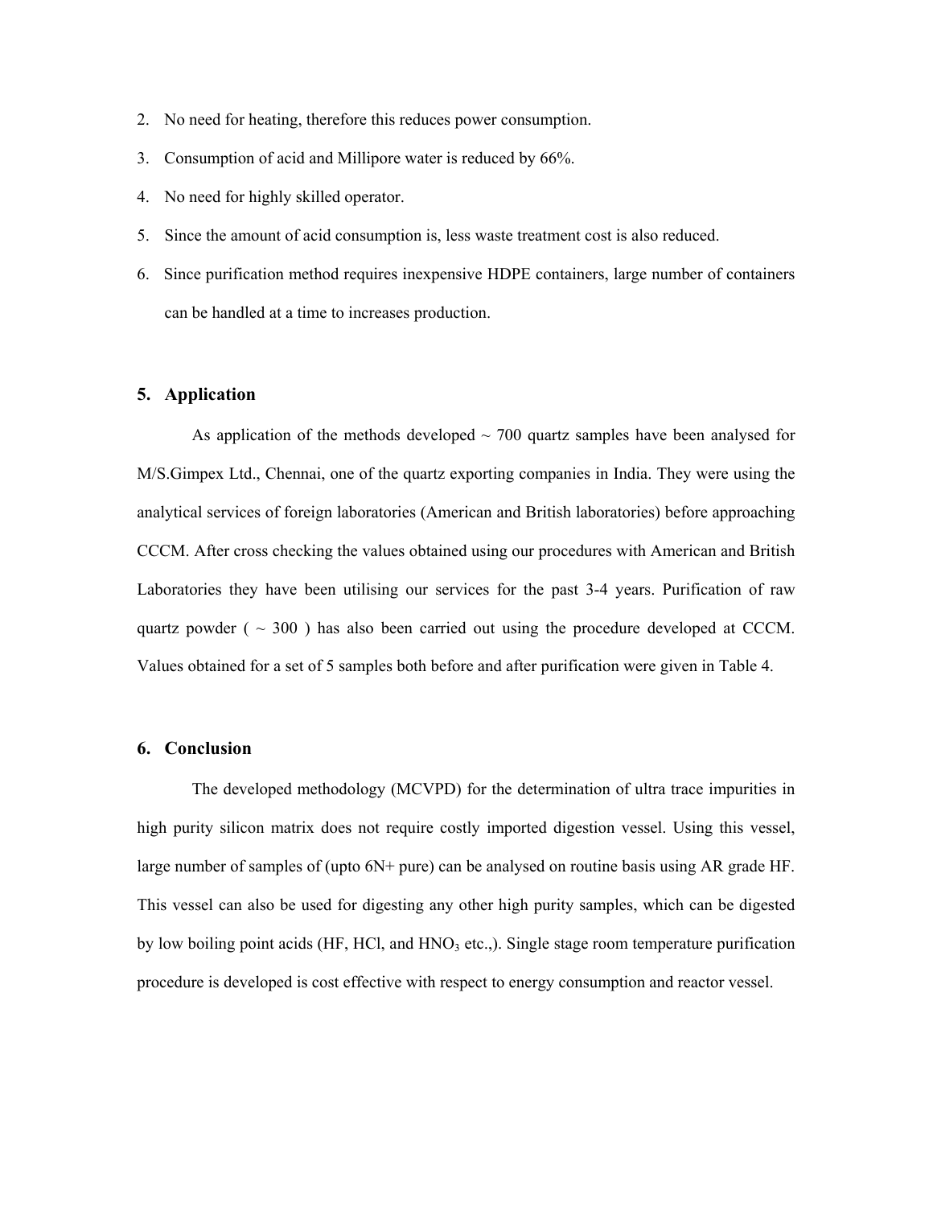2. No need for heating, therefore this reduces power consumption.
3. Consumption of acid and Millipore water is reduced by 66%.
4. No need for highly skilled operator.
5. Since the amount of acid consumption is, less waste treatment cost is also reduced.
6. Since purification method requires inexpensive HDPE containers, large number of containers can be handled at a time to increases production.

## 5. Application

As application of the methods developed ~ 700 quartz samples have been analysed for M/S.Gimpex Ltd., Chennai, one of the quartz exporting companies in India. They were using the analytical services of foreign laboratories (American and British laboratories) before approaching CCCM. After cross checking the values obtained using our procedures with American and British Laboratories they have been utilising our services for the past 3-4 years. Purification of raw quartz powder ( ~ 300 ) has also been carried out using the procedure developed at CCCM. Values obtained for a set of 5 samples both before and after purification were given in Table 4.

## 6. Conclusion

The developed methodology (MCVPD) for the determination of ultra trace impurities in high purity silicon matrix does not require costly imported digestion vessel. Using this vessel, large number of samples of (upto 6N+ pure) can be analysed on routine basis using AR grade HF. This vessel can also be used for digesting any other high purity samples, which can be digested by low boiling point acids (HF, HCl, and $HNO_3$ etc.,). Single stage room temperature purification procedure is developed is cost effective with respect to energy consumption and reactor vessel.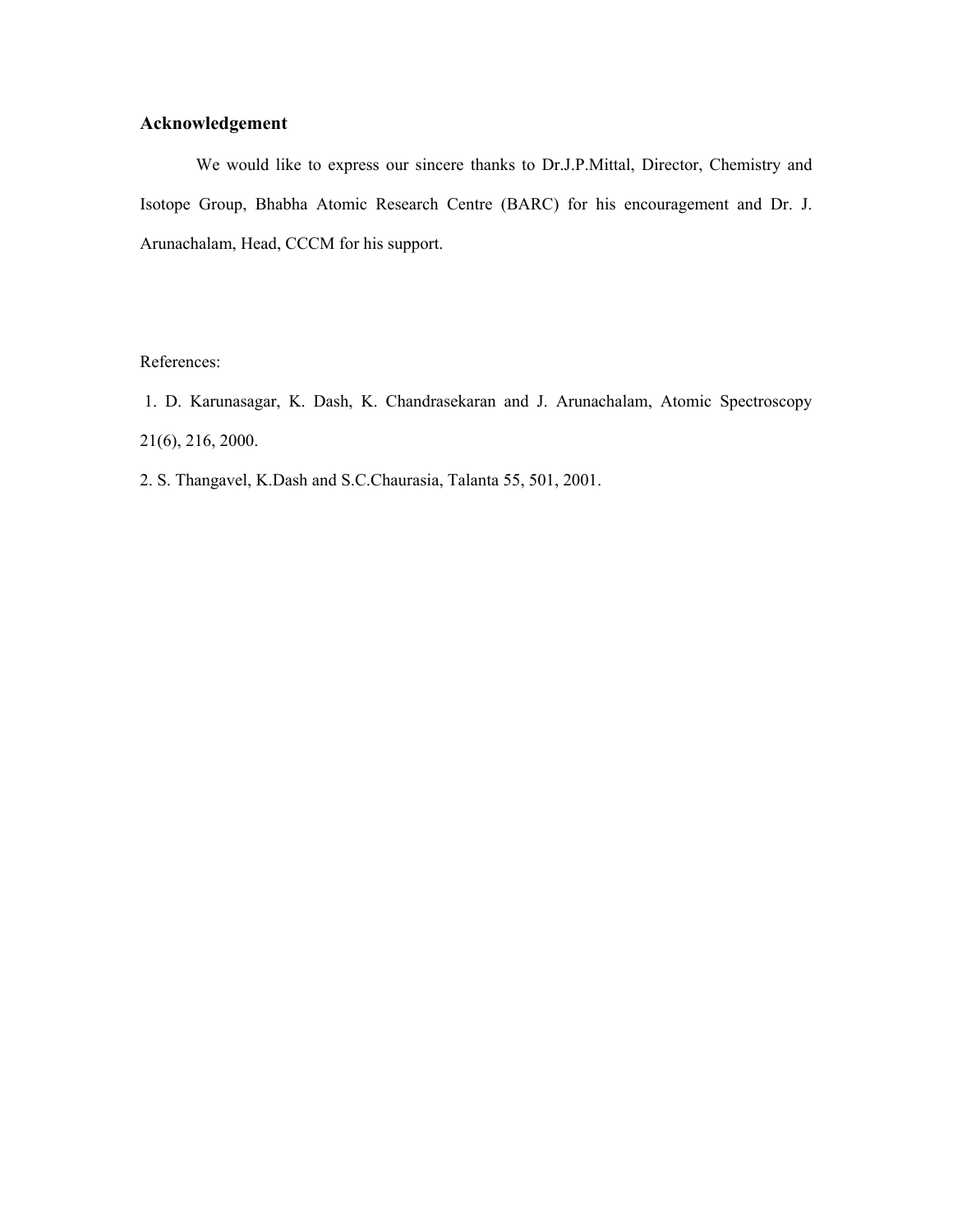## Acknowledgement

We would like to express our sincere thanks to Dr.J.P.Mittal, Director, Chemistry and Isotope Group, Bhabha Atomic Research Centre (BARC) for his encouragement and Dr. J. Arunachalam, Head, CCCM for his support.

References:

1. D. Karunasagar, K. Dash, K. Chandrasekaran and J. Arunachalam, Atomic Spectroscopy 21(6), 216, 2000.
2. S. Thangavel, K.Dash and S.C.Chaurasia, Talanta 55, 501, 2001.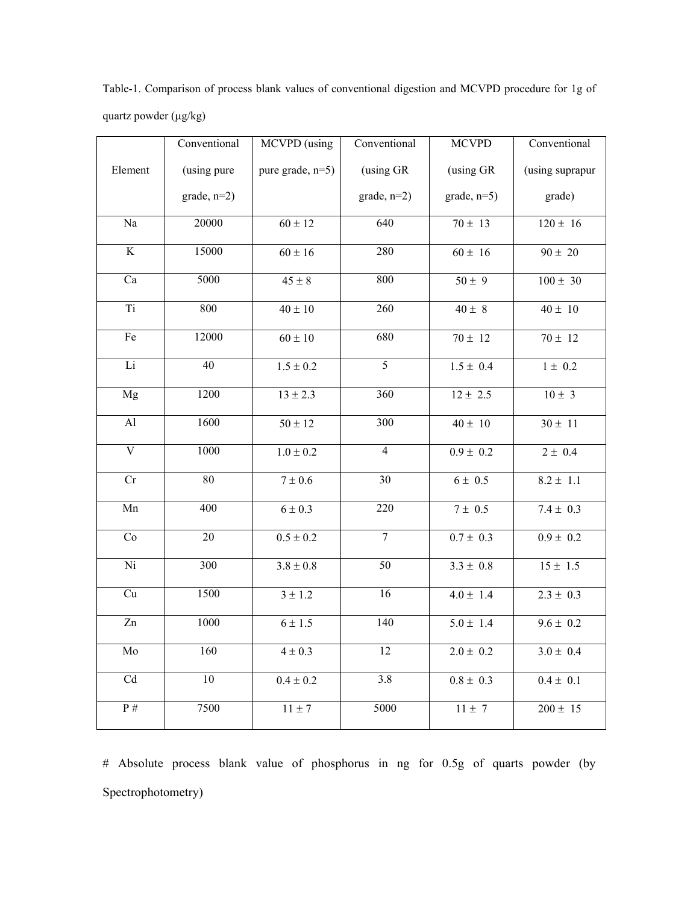Table-1. Comparison of process blank values of conventional digestion and MCVPD procedure for 1g of quartz powder (μg/kg)

| Element | Conventional (using pure grade, n=2) | MCVPD (using pure grade, n=5) | Conventional (using GR grade, n=2) | MCVPD (using GR grade, n=5) | Conventional (using suprapur grade) |
|---|---|---|---|---|---|
| Na | 20000 | 60 ± 12 | 640 | 70 ± 13 | 120 ± 16 |
| K | 15000 | 60 ± 16 | 280 | 60 ± 16 | 90 ± 20 |
| Ca | 5000 | 45 ± 8 | 800 | 50 ± 9 | 100 ± 30 |
| Ti | 800 | 40 ± 10 | 260 | 40 ± 8 | 40 ± 10 |
| Fe | 12000 | 60 ± 10 | 680 | 70 ± 12 | 70 ± 12 |
| Li | 40 | 1.5 ± 0.2 | 5 | 1.5 ± 0.4 | 1 ± 0.2 |
| Mg | 1200 | 13 ± 2.3 | 360 | 12 ± 2.5 | 10 ± 3 |
| Al | 1600 | 50 ± 12 | 300 | 40 ± 10 | 30 ± 11 |
| V | 1000 | 1.0 ± 0.2 | 4 | 0.9 ± 0.2 | 2 ± 0.4 |
| Cr | 80 | 7 ± 0.6 | 30 | 6 ± 0.5 | 8.2 ± 1.1 |
| Mn | 400 | 6 ± 0.3 | 220 | 7 ± 0.5 | 7.4 ± 0.3 |
| Co | 20 | 0.5 ± 0.2 | 7 | 0.7 ± 0.3 | 0.9 ± 0.2 |
| Ni | 300 | 3.8 ± 0.8 | 50 | 3.3 ± 0.8 | 15 ± 1.5 |
| Cu | 1500 | 3 ± 1.2 | 16 | 4.0 ± 1.4 | 2.3 ± 0.3 |
| Zn | 1000 | 6 ± 1.5 | 140 | 5.0 ± 1.4 | 9.6 ± 0.2 |
| Mo | 160 | 4 ± 0.3 | 12 | 2.0 ± 0.2 | 3.0 ± 0.4 |
| Cd | 10 | 0.4 ± 0.2 | 3.8 | 0.8 ± 0.3 | 0.4 ± 0.1 |
| P # | 7500 | 11 ± 7 | 5000 | 11 ± 7 | 200 ± 15 |

# Absolute process blank value of phosphorus in ng for 0.5g of quarts powder (by Spectrophotometry)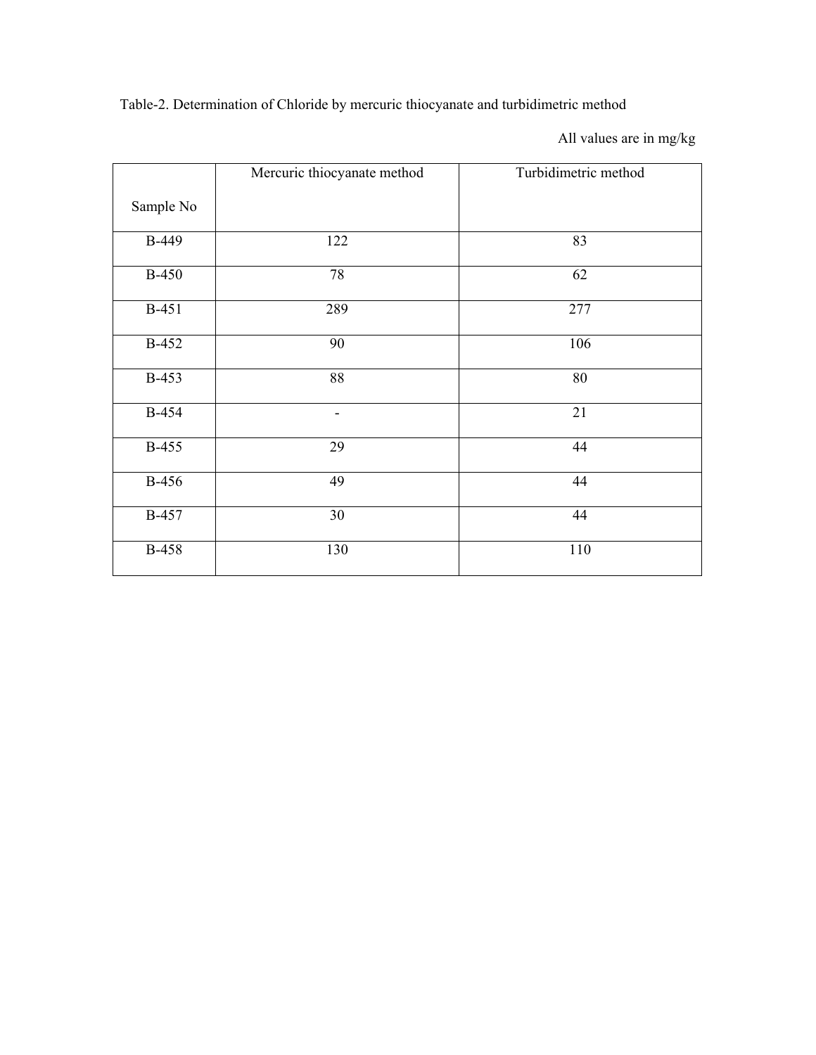Table-2. Determination of Chloride by mercuric thiocyanate and turbidimetric method

All values are in mg/kg

| Sample No | Mercuric thiocyanate method | Turbidimetric method |
|---|---|---|
| B-449 | 122 | 83 |
| B-450 | 78 | 62 |
| B-451 | 289 | 277 |
| B-452 | 90 | 106 |
| B-453 | 88 | 80 |
| B-454 | - | 21 |
| B-455 | 29 | 44 |
| B-456 | 49 | 44 |
| B-457 | 30 | 44 |
| B-458 | 130 | 110 |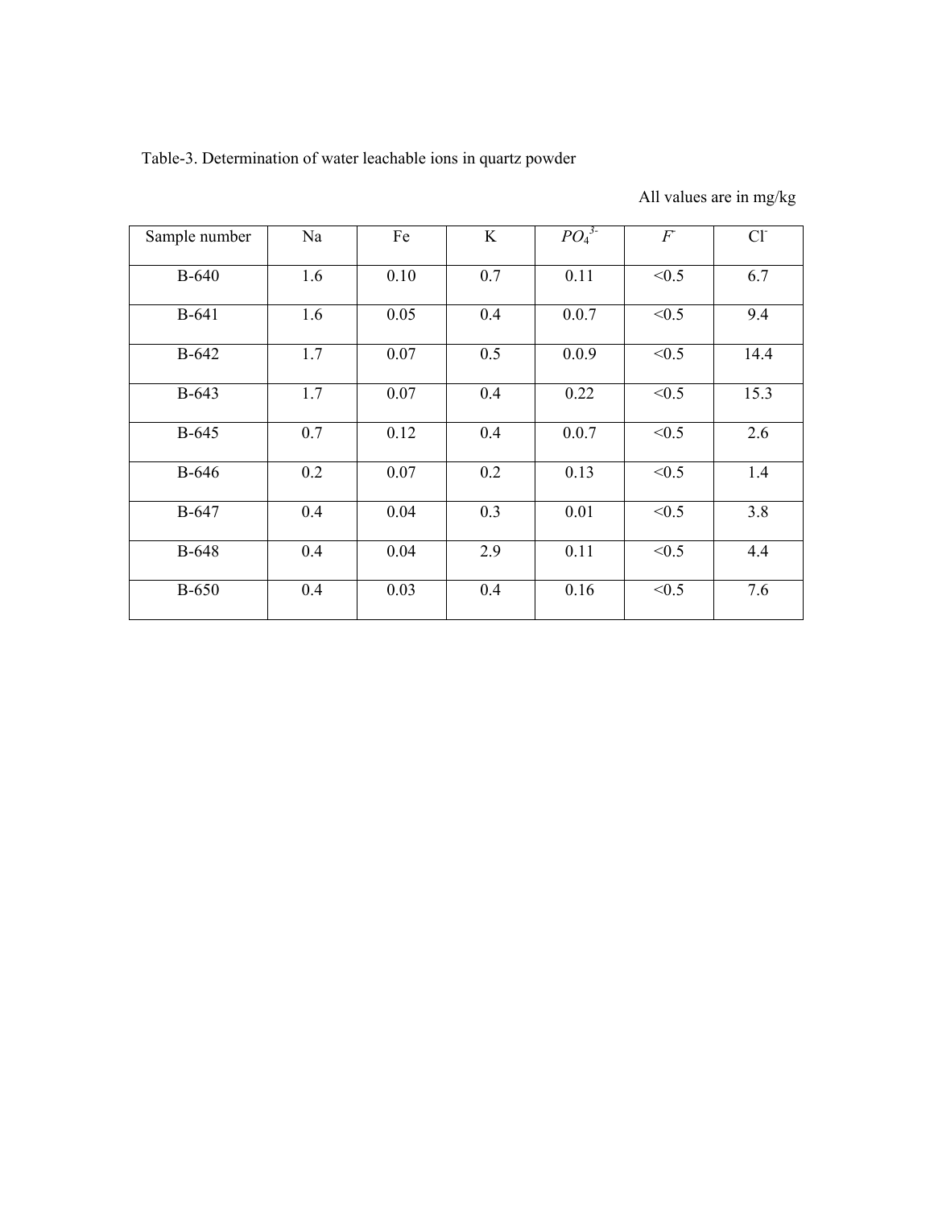Table-3. Determination of water leachable ions in quartz powder

All values are in mg/kg

| Sample number | Na | Fe | K | $PO_4^{3-}$ | $F^-$ | $Cl^-$ |
|---|---|---|---|---|---|---|
| B-640 | 1.6 | 0.10 | 0.7 | 0.11 | <0.5 | 6.7 |
| B-641 | 1.6 | 0.05 | 0.4 | 0.0.7 | <0.5 | 9.4 |
| B-642 | 1.7 | 0.07 | 0.5 | 0.0.9 | <0.5 | 14.4 |
| B-643 | 1.7 | 0.07 | 0.4 | 0.22 | <0.5 | 15.3 |
| B-645 | 0.7 | 0.12 | 0.4 | 0.0.7 | <0.5 | 2.6 |
| B-646 | 0.2 | 0.07 | 0.2 | 0.13 | <0.5 | 1.4 |
| B-647 | 0.4 | 0.04 | 0.3 | 0.01 | <0.5 | 3.8 |
| B-648 | 0.4 | 0.04 | 2.9 | 0.11 | <0.5 | 4.4 |
| B-650 | 0.4 | 0.03 | 0.4 | 0.16 | <0.5 | 7.6 |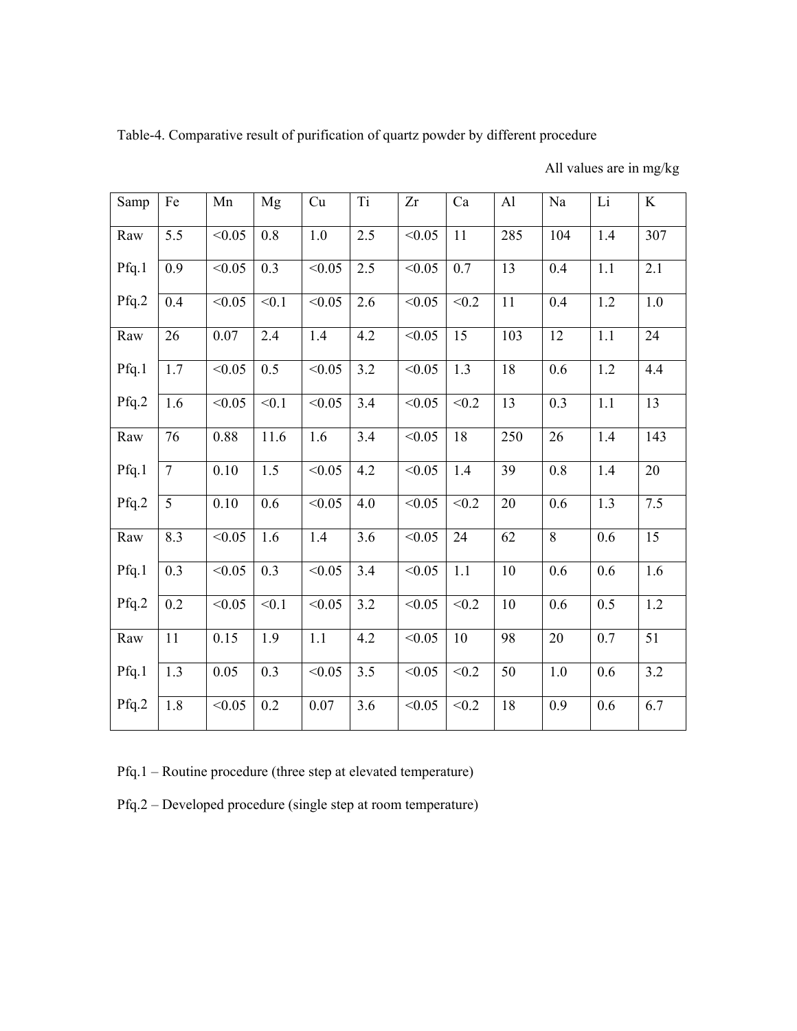Table-4. Comparative result of purification of quartz powder by different procedure

All values are in mg/kg

| Samp | Fe | Mn | Mg | Cu | Ti | Zr | Ca | Al | Na | Li | K |
|---|---|---|---|---|---|---|---|---|---|---|---|
| Raw | 5.5 | <0.05 | 0.8 | 1.0 | 2.5 | <0.05 | 11 | 285 | 104 | 1.4 | 307 |
| Pfq.1 | 0.9 | <0.05 | 0.3 | <0.05 | 2.5 | <0.05 | 0.7 | 13 | 0.4 | 1.1 | 2.1 |
| Pfq.2 | 0.4 | <0.05 | <0.1 | <0.05 | 2.6 | <0.05 | <0.2 | 11 | 0.4 | 1.2 | 1.0 |
| Raw | 26 | 0.07 | 2.4 | 1.4 | 4.2 | <0.05 | 15 | 103 | 12 | 1.1 | 24 |
| Pfq.1 | 1.7 | <0.05 | 0.5 | <0.05 | 3.2 | <0.05 | 1.3 | 18 | 0.6 | 1.2 | 4.4 |
| Pfq.2 | 1.6 | <0.05 | <0.1 | <0.05 | 3.4 | <0.05 | <0.2 | 13 | 0.3 | 1.1 | 13 |
| Raw | 76 | 0.88 | 11.6 | 1.6 | 3.4 | <0.05 | 18 | 250 | 26 | 1.4 | 143 |
| Pfq.1 | 7 | 0.10 | 1.5 | <0.05 | 4.2 | <0.05 | 1.4 | 39 | 0.8 | 1.4 | 20 |
| Pfq.2 | 5 | 0.10 | 0.6 | <0.05 | 4.0 | <0.05 | <0.2 | 20 | 0.6 | 1.3 | 7.5 |
| Raw | 8.3 | <0.05 | 1.6 | 1.4 | 3.6 | <0.05 | 24 | 62 | 8 | 0.6 | 15 |
| Pfq.1 | 0.3 | <0.05 | 0.3 | <0.05 | 3.4 | <0.05 | 1.1 | 10 | 0.6 | 0.6 | 1.6 |
| Pfq.2 | 0.2 | <0.05 | <0.1 | <0.05 | 3.2 | <0.05 | <0.2 | 10 | 0.6 | 0.5 | 1.2 |
| Raw | 11 | 0.15 | 1.9 | 1.1 | 4.2 | <0.05 | 10 | 98 | 20 | 0.7 | 51 |
| Pfq.1 | 1.3 | 0.05 | 0.3 | <0.05 | 3.5 | <0.05 | <0.2 | 50 | 1.0 | 0.6 | 3.2 |
| Pfq.2 | 1.8 | <0.05 | 0.2 | 0.07 | 3.6 | <0.05 | <0.2 | 18 | 0.9 | 0.6 | 6.7 |

Pfq.1 – Routine procedure (three step at elevated temperature)

Pfq.2 – Developed procedure (single step at room temperature)